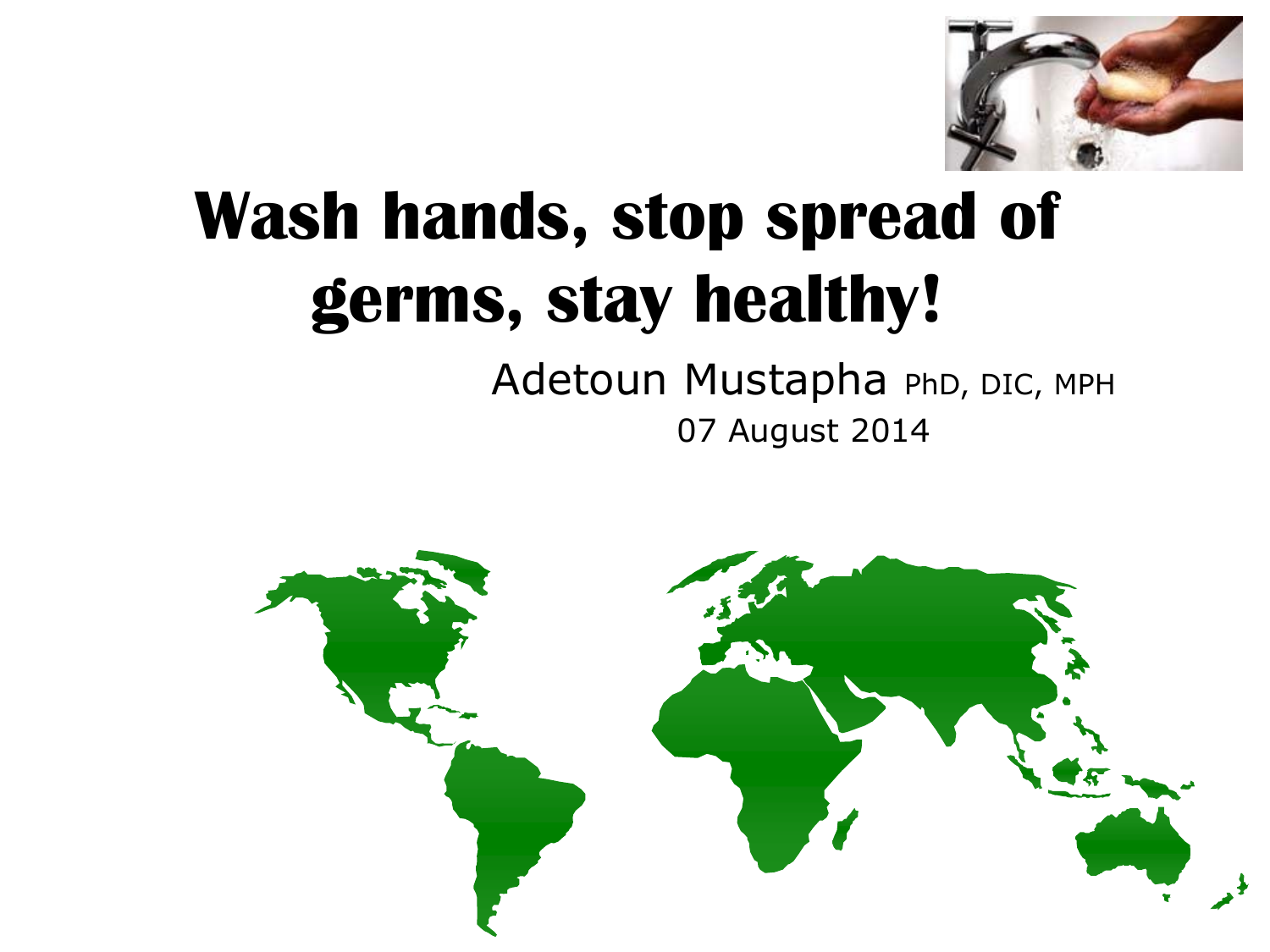# Wash hands, stop spread of germs, stay healthy!

Adetoun Mustapha PhD, DIC, MPH

07 August 2014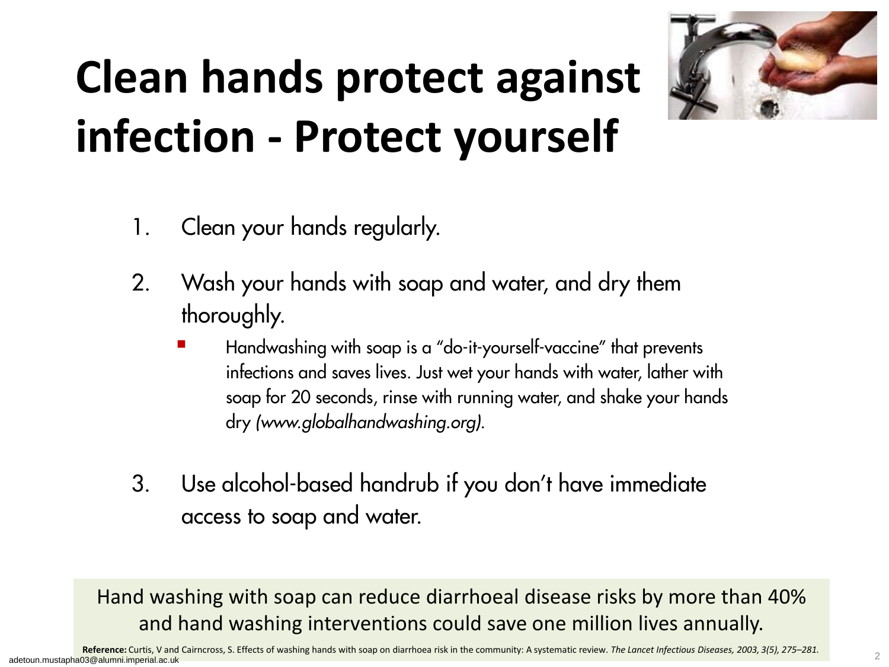# Clean hands protect against infection - Protect yourself

1. Clean your hands regularly.

2. Wash your hands with soap and water, and dry them thoroughly.
   - Handwashing with soap is a "do-it-yourself-vaccine" that prevents infections and saves lives. Just wet your hands with water, lather with soap for 20 seconds, rinse with running water, and shake your hands dry *(www.globalhandwashing.org)*.

3. Use alcohol-based handrub if you don't have immediate access to soap and water.

Hand washing with soap can reduce diarrhoeal disease risks by more than 40% and hand washing interventions could save one million lives annually.

**Reference:** Curtis, V and Cairncross, S. Effects of washing hands with soap on diarrhoea risk in the community: A systematic review. *The Lancet Infectious Diseases, 2003, 3(5), 275–281.*

adetoun.mustapha03@alumni.imperial.ac.uk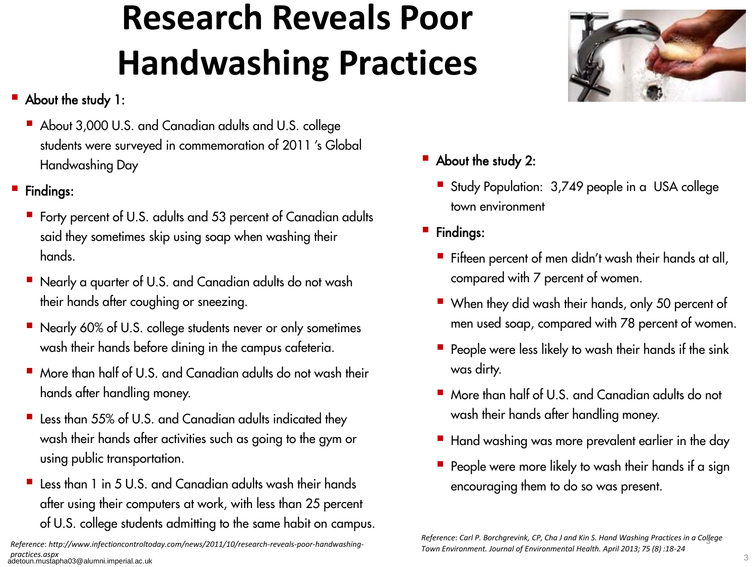# Research Reveals Poor Handwashing Practices

- About the study 1:
  - About 3,000 U.S. and Canadian adults and U.S. college students were surveyed in commemoration of 2011 's Global Handwashing Day
- Findings:
  - Forty percent of U.S. adults and 53 percent of Canadian adults said they sometimes skip using soap when washing their hands.
  - Nearly a quarter of U.S. and Canadian adults do not wash their hands after coughing or sneezing.
  - Nearly 60% of U.S. college students never or only sometimes wash their hands before dining in the campus cafeteria.
  - More than half of U.S. and Canadian adults do not wash their hands after handling money.
  - Less than 55% of U.S. and Canadian adults indicated they wash their hands after activities such as going to the gym or using public transportation.
  - Less than 1 in 5 U.S. and Canadian adults wash their hands after using their computers at work, with less than 25 percent of U.S. college students admitting to the same habit on campus.

*Reference: http://www.infectioncontroltoday.com/news/2011/10/research-reveals-poor-handwashing-practices.aspx*

- About the study 2:
  - Study Population: 3,749 people in a USA college town environment
- Findings:
  - Fifteen percent of men didn't wash their hands at all, compared with 7 percent of women.
  - When they did wash their hands, only 50 percent of men used soap, compared with 78 percent of women.
  - People were less likely to wash their hands if the sink was dirty.
  - More than half of U.S. and Canadian adults do not wash their hands after handling money.
  - Hand washing was more prevalent earlier in the day
  - People were more likely to wash their hands if a sign encouraging them to do so was present.

*Reference: Carl P. Borchgrevink, CP, Cha J and Kin S. Hand Washing Practices in a College Town Environment. Journal of Environmental Health. April 2013; 75 (8) :18-24*

adetoun.mustapha03@alumni.imperial.ac.uk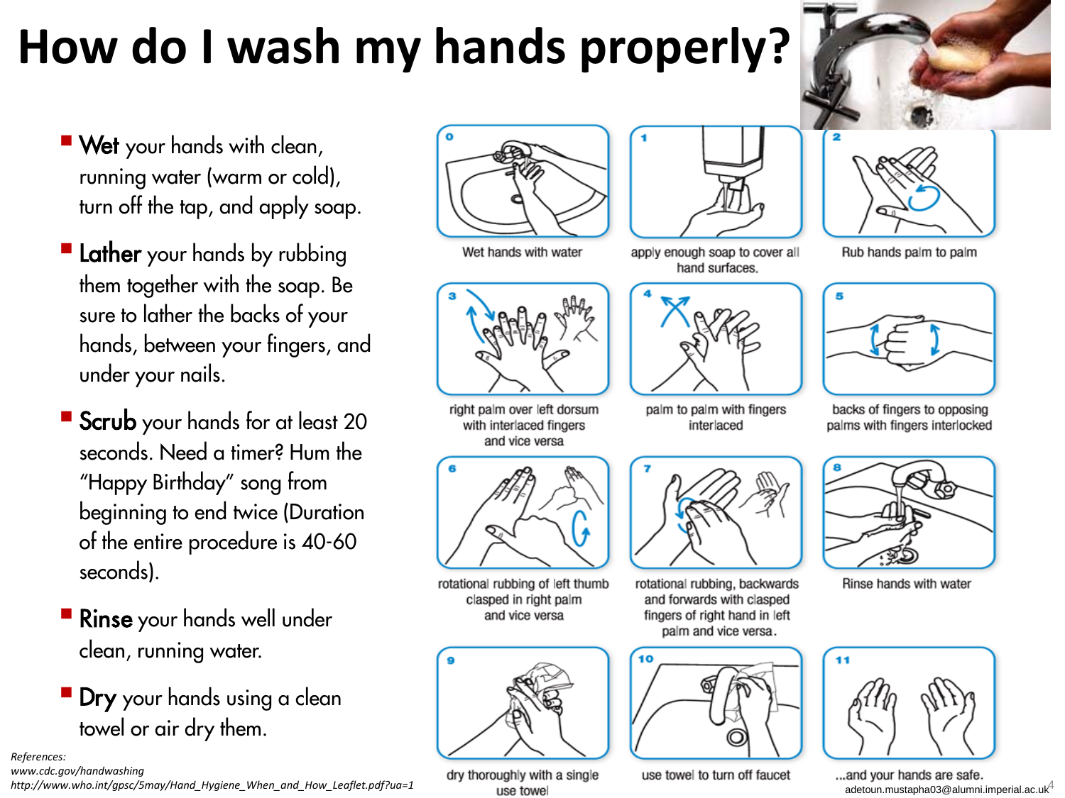# How do I wash my hands properly?

- **Wet** your hands with clean, running water (warm or cold), turn off the tap, and apply soap.
- **Lather** your hands by rubbing them together with the soap. Be sure to lather the backs of your hands, between your fingers, and under your nails.
- **Scrub** your hands for at least 20 seconds. Need a timer? Hum the "Happy Birthday" song from beginning to end twice (Duration of the entire procedure is 40-60 seconds).
- **Rinse** your hands well under clean, running water.
- **Dry** your hands using a clean towel or air dry them.

0. Wet hands with water
1. apply enough soap to cover all hand surfaces.
2. Rub hands palm to palm
3. right palm over left dorsum with interlaced fingers and vice versa
4. palm to palm with fingers interlaced
5. backs of fingers to opposing palms with fingers interlocked
6. rotational rubbing of left thumb clasped in right palm and vice versa
7. rotational rubbing, backwards and forwards with clasped fingers of right hand in left palm and vice versa.
8. Rinse hands with water
9. dry thoroughly with a single use towel
10. use towel to turn off faucet
11. ...and your hands are safe.

*References:*
*www.cdc.gov/handwashing*
*http://www.who.int/gpsc/5may/Hand_Hygiene_When_and_How_Leaflet.pdf?ua=1*

adetoun.mustapha03@alumni.imperial.ac.uk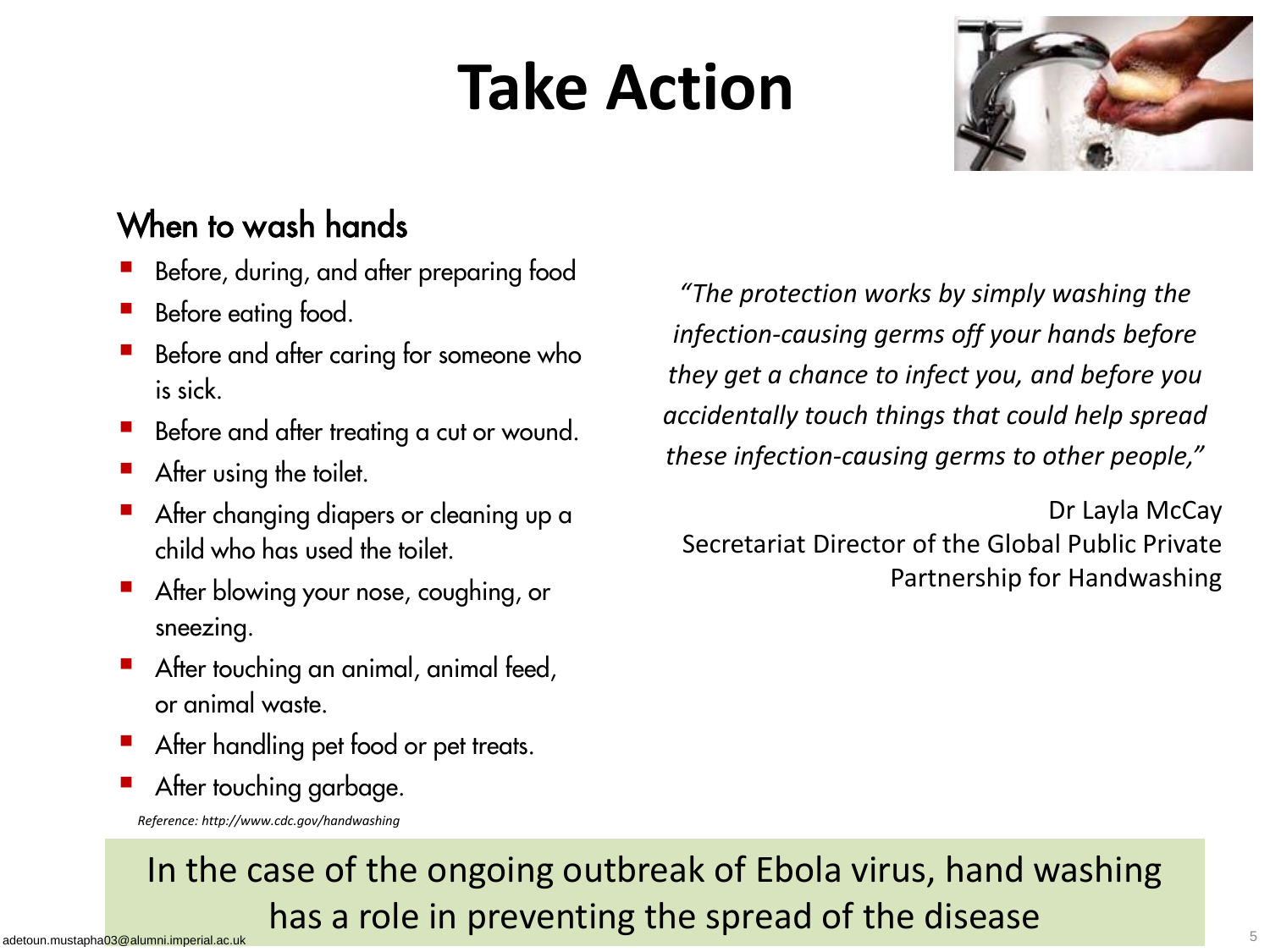# Take Action

## When to wash hands

- Before, during, and after preparing food
- Before eating food.
- Before and after caring for someone who is sick.
- Before and after treating a cut or wound.
- After using the toilet.
- After changing diapers or cleaning up a child who has used the toilet.
- After blowing your nose, coughing, or sneezing.
- After touching an animal, animal feed, or animal waste.
- After handling pet food or pet treats.
- After touching garbage.

*Reference: http://www.cdc.gov/handwashing*

*"The protection works by simply washing the infection-causing germs off your hands before they get a chance to infect you, and before you accidentally touch things that could help spread these infection-causing germs to other people,"*

Dr Layla McCay
Secretariat Director of the Global Public Private Partnership for Handwashing

In the case of the ongoing outbreak of Ebola virus, hand washing has a role in preventing the spread of the disease

adetoun.mustapha03@alumni.imperial.ac.uk